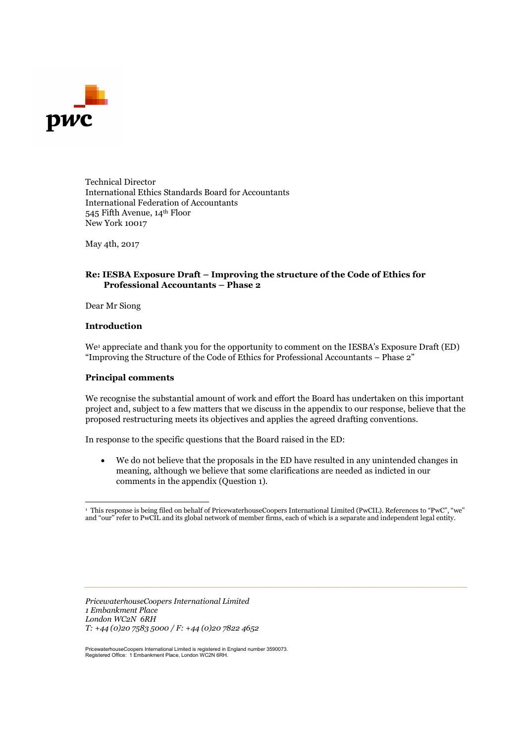Technical Director
International Ethics Standards Board for Accountants
International Federation of Accountants
545 Fifth Avenue, 14th Floor
New York 10017

May 4th, 2017

**Re: IESBA Exposure Draft – Improving the structure of the Code of Ethics for Professional Accountants – Phase 2**

Dear Mr Siong

**Introduction**

We[1] appreciate and thank you for the opportunity to comment on the IESBA's Exposure Draft (ED) "Improving the Structure of the Code of Ethics for Professional Accountants – Phase 2"

**Principal comments**

We recognise the substantial amount of work and effort the Board has undertaken on this important project and, subject to a few matters that we discuss in the appendix to our response, believe that the proposed restructuring meets its objectives and applies the agreed drafting conventions.

In response to the specific questions that the Board raised in the ED:

- We do not believe that the proposals in the ED have resulted in any unintended changes in meaning, although we believe that some clarifications are needed as indicted in our comments in the appendix (Question 1).

[1] This response is being filed on behalf of PricewaterhouseCoopers International Limited (PwCIL). References to "PwC", "we" and "our" refer to PwCIL and its global network of member firms, each of which is a separate and independent legal entity.

*PricewaterhouseCoopers International Limited*
*1 Embankment Place*
*London WC2N 6RH*
*T: +44 (0)20 7583 5000 / F: +44 (0)20 7822 4652*

PricewaterhouseCoopers International Limited is registered in England number 3590073.
Registered Office: 1 Embankment Place, London WC2N 6RH.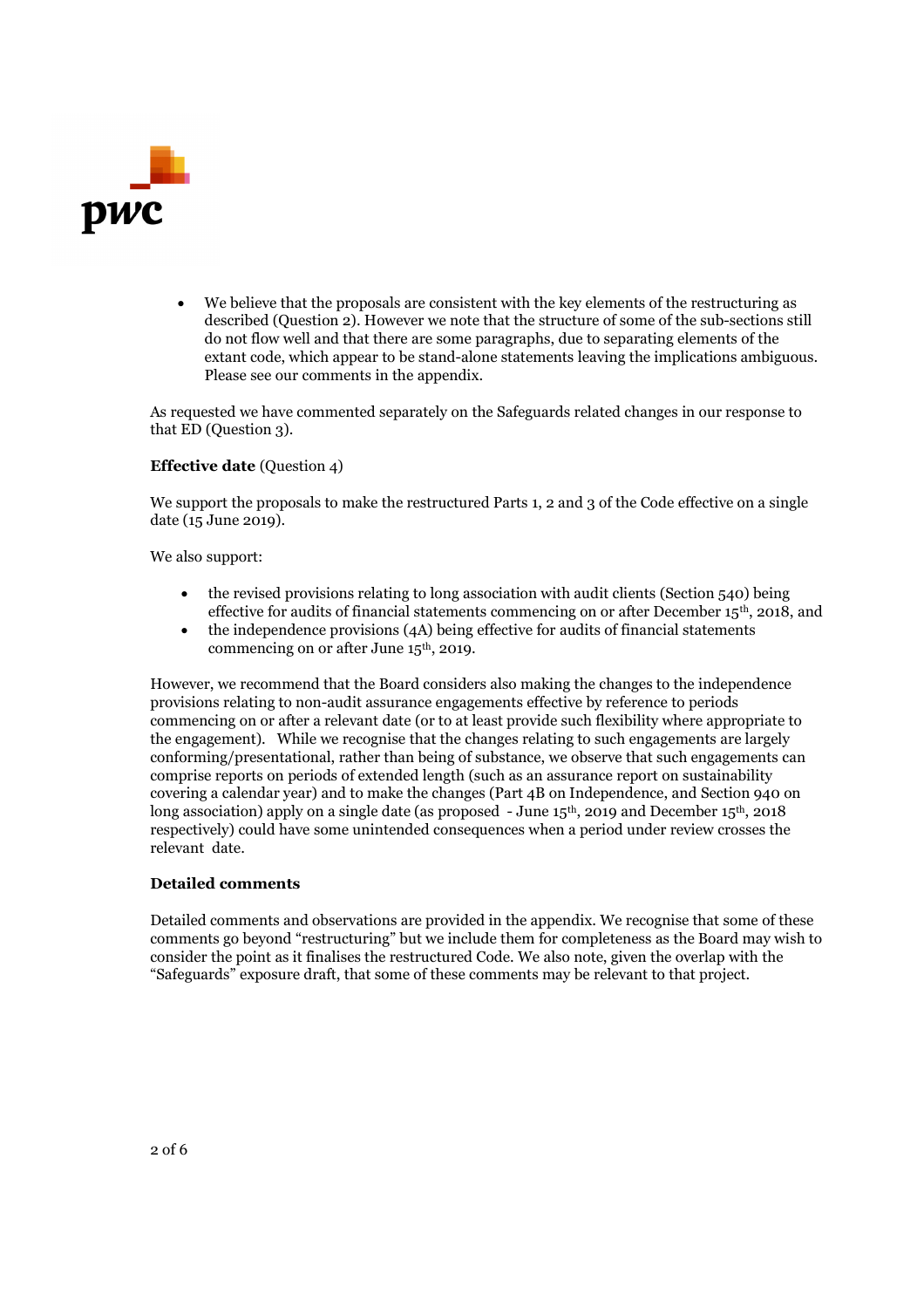- We believe that the proposals are consistent with the key elements of the restructuring as described (Question 2). However we note that the structure of some of the sub-sections still do not flow well and that there are some paragraphs, due to separating elements of the extant code, which appear to be stand-alone statements leaving the implications ambiguous. Please see our comments in the appendix.

As requested we have commented separately on the Safeguards related changes in our response to that ED (Question 3).

**Effective date** (Question 4)

We support the proposals to make the restructured Parts 1, 2 and 3 of the Code effective on a single date (15 June 2019).

We also support:

- the revised provisions relating to long association with audit clients (Section 540) being effective for audits of financial statements commencing on or after December 15th, 2018, and
- the independence provisions (4A) being effective for audits of financial statements commencing on or after June 15th, 2019.

However, we recommend that the Board considers also making the changes to the independence provisions relating to non-audit assurance engagements effective by reference to periods commencing on or after a relevant date (or to at least provide such flexibility where appropriate to the engagement). While we recognise that the changes relating to such engagements are largely conforming/presentational, rather than being of substance, we observe that such engagements can comprise reports on periods of extended length (such as an assurance report on sustainability covering a calendar year) and to make the changes (Part 4B on Independence, and Section 940 on long association) apply on a single date (as proposed - June 15th, 2019 and December 15th, 2018 respectively) could have some unintended consequences when a period under review crosses the relevant date.

**Detailed comments**

Detailed comments and observations are provided in the appendix. We recognise that some of these comments go beyond "restructuring" but we include them for completeness as the Board may wish to consider the point as it finalises the restructured Code. We also note, given the overlap with the "Safeguards" exposure draft, that some of these comments may be relevant to that project.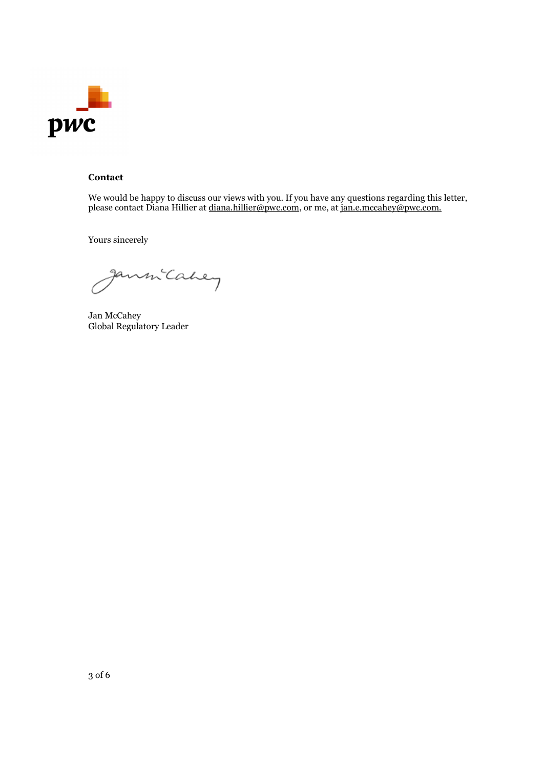**Contact**

We would be happy to discuss our views with you. If you have any questions regarding this letter, please contact Diana Hillier at diana.hillier@pwc.com, or me, at jan.e.mccahey@pwc.com.

Yours sincerely

Jan McCahey
Global Regulatory Leader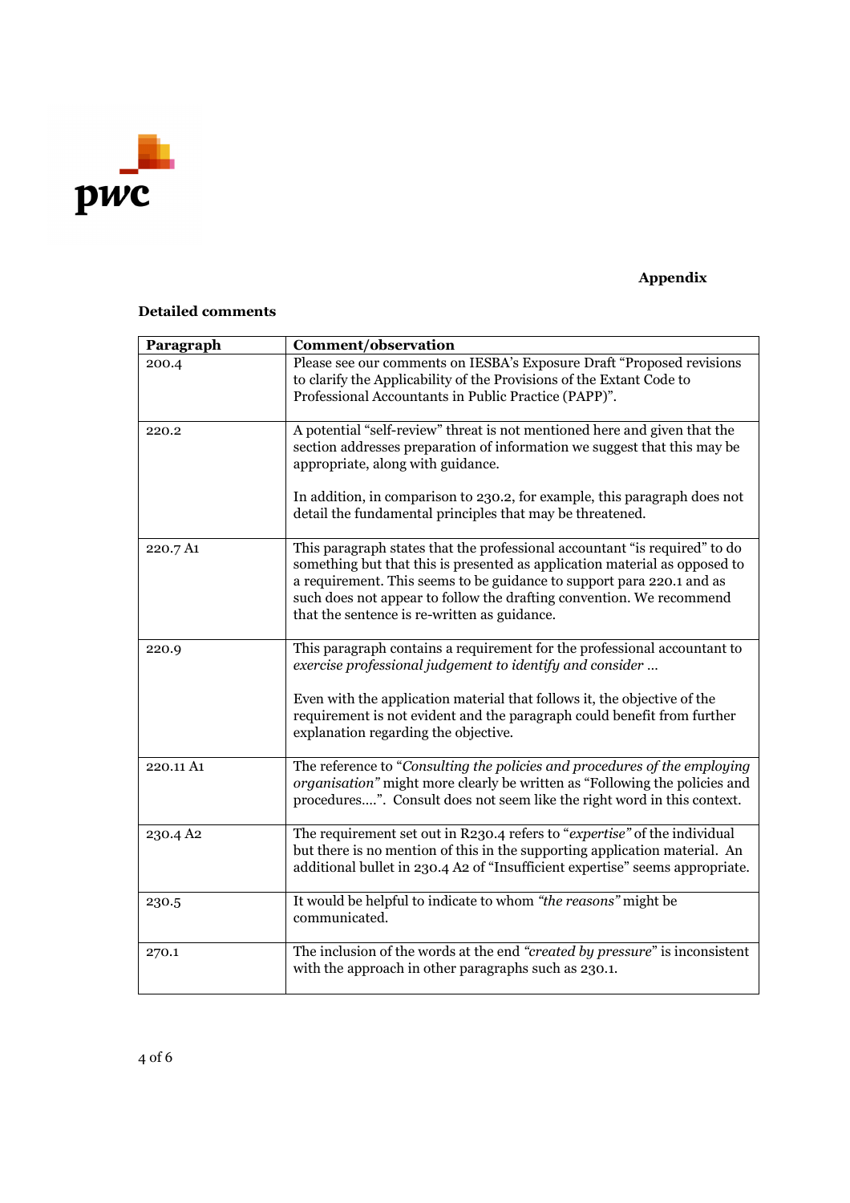**Appendix**

**Detailed comments**

| **Paragraph** | **Comment/observation** |
|---|---|
| 200.4 | Please see our comments on IESBA's Exposure Draft "Proposed revisions to clarify the Applicability of the Provisions of the Extant Code to Professional Accountants in Public Practice (PAPP)". |
| 220.2 | A potential "self-review" threat is not mentioned here and given that the section addresses preparation of information we suggest that this may be appropriate, along with guidance.<br><br>In addition, in comparison to 230.2, for example, this paragraph does not detail the fundamental principles that may be threatened. |
| 220.7 A1 | This paragraph states that the professional accountant "is required" to do something but that this is presented as application material as opposed to a requirement. This seems to be guidance to support para 220.1 and as such does not appear to follow the drafting convention. We recommend that the sentence is re-written as guidance. |
| 220.9 | This paragraph contains a requirement for the professional accountant to *exercise professional judgement to identify and consider …*<br><br>Even with the application material that follows it, the objective of the requirement is not evident and the paragraph could benefit from further explanation regarding the objective. |
| 220.11 A1 | The reference to "*Consulting the policies and procedures of the employing organisation"* might more clearly be written as "Following the policies and procedures….". Consult does not seem like the right word in this context. |
| 230.4 A2 | The requirement set out in R230.4 refers to "*expertise"* of the individual but there is no mention of this in the supporting application material. An additional bullet in 230.4 A2 of "Insufficient expertise" seems appropriate. |
| 230.5 | It would be helpful to indicate to whom *"the reasons"* might be communicated. |
| 270.1 | The inclusion of the words at the end *"created by pressure*" is inconsistent with the approach in other paragraphs such as 230.1. |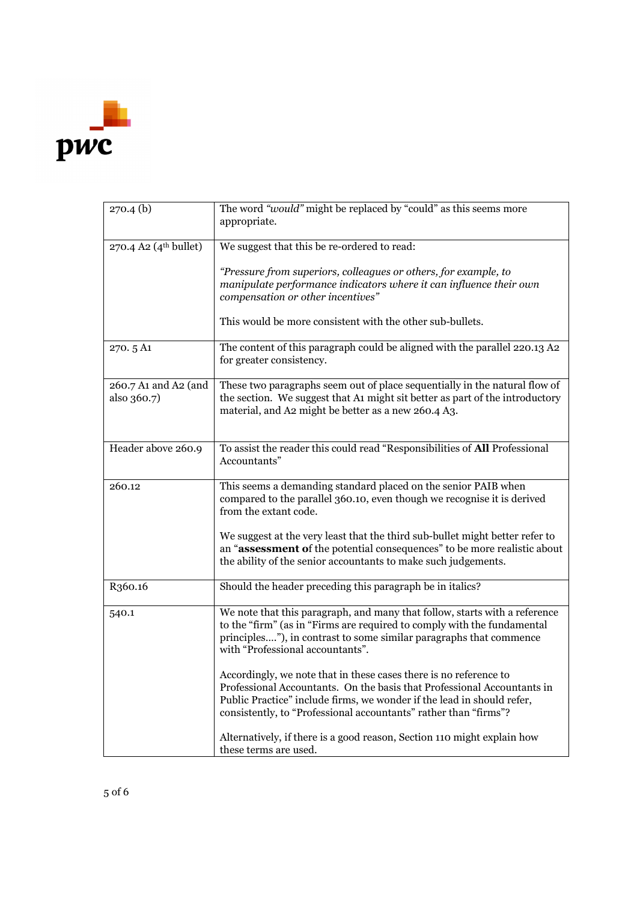| | |
|---|---|
| 270.4 (b) | The word *"would"* might be replaced by "could" as this seems more appropriate. |
| 270.4 A2 (4th bullet) | We suggest that this be re-ordered to read:<br><br>*"Pressure from superiors, colleagues or others, for example, to manipulate performance indicators where it can influence their own compensation or other incentives"*<br><br>This would be more consistent with the other sub-bullets. |
| 270. 5 A1 | The content of this paragraph could be aligned with the parallel 220.13 A2 for greater consistency. |
| 260.7 A1 and A2 (and also 360.7) | These two paragraphs seem out of place sequentially in the natural flow of the section. We suggest that A1 might sit better as part of the introductory material, and A2 might be better as a new 260.4 A3. |
| Header above 260.9 | To assist the reader this could read "Responsibilities of **All** Professional Accountants" |
| 260.12 | This seems a demanding standard placed on the senior PAIB when compared to the parallel 360.10, even though we recognise it is derived from the extant code.<br><br>We suggest at the very least that the third sub-bullet might better refer to an "**assessment o**f the potential consequences" to be more realistic about the ability of the senior accountants to make such judgements. |
| R360.16 | Should the header preceding this paragraph be in italics? |
| 540.1 | We note that this paragraph, and many that follow, starts with a reference to the "firm" (as in "Firms are required to comply with the fundamental principles…."), in contrast to some similar paragraphs that commence with "Professional accountants".<br><br>Accordingly, we note that in these cases there is no reference to Professional Accountants. On the basis that Professional Accountants in Public Practice" include firms, we wonder if the lead in should refer, consistently, to "Professional accountants" rather than "firms"?<br><br>Alternatively, if there is a good reason, Section 110 might explain how these terms are used. |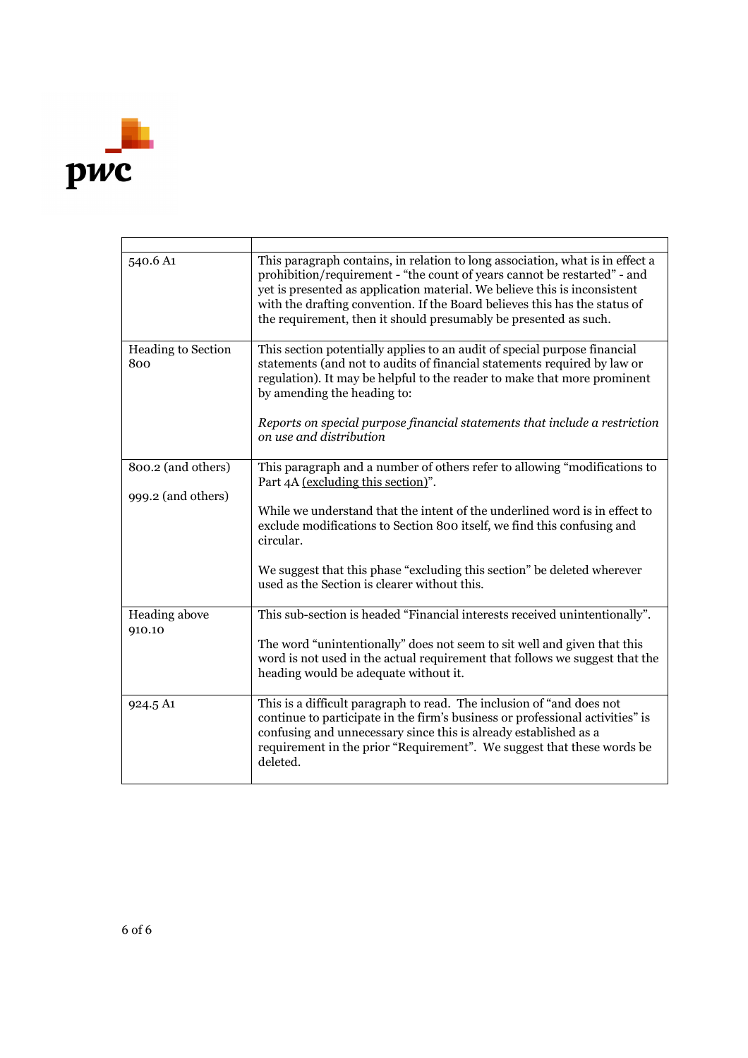| | |
|---|---|
| 540.6 A1 | This paragraph contains, in relation to long association, what is in effect a prohibition/requirement - "the count of years cannot be restarted" - and yet is presented as application material. We believe this is inconsistent with the drafting convention. If the Board believes this has the status of the requirement, then it should presumably be presented as such. |
| Heading to Section 800 | This section potentially applies to an audit of special purpose financial statements (and not to audits of financial statements required by law or regulation). It may be helpful to the reader to make that more prominent by amending the heading to:<br><br>*Reports on special purpose financial statements that include a restriction on use and distribution* |
| 800.2 (and others)<br><br>999.2 (and others) | This paragraph and a number of others refer to allowing "modifications to Part 4A <u>(excluding this section)</u>".<br><br>While we understand that the intent of the underlined word is in effect to exclude modifications to Section 800 itself, we find this confusing and circular.<br><br>We suggest that this phase "excluding this section" be deleted wherever used as the Section is clearer without this. |
| Heading above 910.10 | This sub-section is headed "Financial interests received unintentionally".<br><br>The word "unintentionally" does not seem to sit well and given that this word is not used in the actual requirement that follows we suggest that the heading would be adequate without it. |
| 924.5 A1 | This is a difficult paragraph to read. The inclusion of "and does not continue to participate in the firm's business or professional activities" is confusing and unnecessary since this is already established as a requirement in the prior "Requirement". We suggest that these words be deleted. |